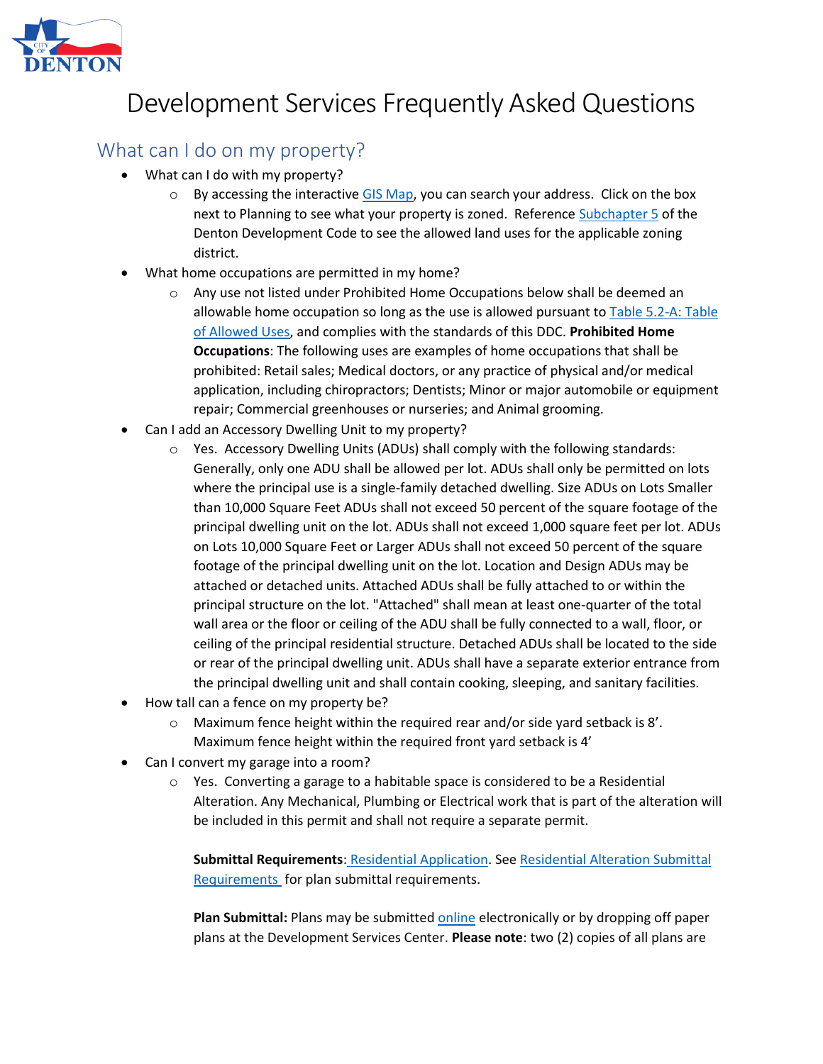# Development Services Frequently Asked Questions

## What can I do on my property?

- What can I do with my property?
  - By accessing the interactive GIS Map, you can search your address. Click on the box next to Planning to see what your property is zoned. Reference Subchapter 5 of the Denton Development Code to see the allowed land uses for the applicable zoning district.
- What home occupations are permitted in my home?
  - Any use not listed under Prohibited Home Occupations below shall be deemed an allowable home occupation so long as the use is allowed pursuant to Table 5.2-A: Table of Allowed Uses, and complies with the standards of this DDC. **Prohibited Home Occupations**: The following uses are examples of home occupations that shall be prohibited: Retail sales; Medical doctors, or any practice of physical and/or medical application, including chiropractors; Dentists; Minor or major automobile or equipment repair; Commercial greenhouses or nurseries; and Animal grooming.
- Can I add an Accessory Dwelling Unit to my property?
  - Yes. Accessory Dwelling Units (ADUs) shall comply with the following standards: Generally, only one ADU shall be allowed per lot. ADUs shall only be permitted on lots where the principal use is a single-family detached dwelling. Size ADUs on Lots Smaller than 10,000 Square Feet ADUs shall not exceed 50 percent of the square footage of the principal dwelling unit on the lot. ADUs shall not exceed 1,000 square feet per lot. ADUs on Lots 10,000 Square Feet or Larger ADUs shall not exceed 50 percent of the square footage of the principal dwelling unit on the lot. Location and Design ADUs may be attached or detached units. Attached ADUs shall be fully attached to or within the principal structure on the lot. "Attached" shall mean at least one-quarter of the total wall area or the floor or ceiling of the ADU shall be fully connected to a wall, floor, or ceiling of the principal residential structure. Detached ADUs shall be located to the side or rear of the principal dwelling unit. ADUs shall have a separate exterior entrance from the principal dwelling unit and shall contain cooking, sleeping, and sanitary facilities.
- How tall can a fence on my property be?
  - Maximum fence height within the required rear and/or side yard setback is 8'. Maximum fence height within the required front yard setback is 4'
- Can I convert my garage into a room?
  - Yes. Converting a garage to a habitable space is considered to be a Residential Alteration. Any Mechanical, Plumbing or Electrical work that is part of the alteration will be included in this permit and shall not require a separate permit.

    **Submittal Requirements**: Residential Application. See Residential Alteration Submittal Requirements for plan submittal requirements.

    **Plan Submittal:** Plans may be submitted online electronically or by dropping off paper plans at the Development Services Center. **Please note**: two (2) copies of all plans are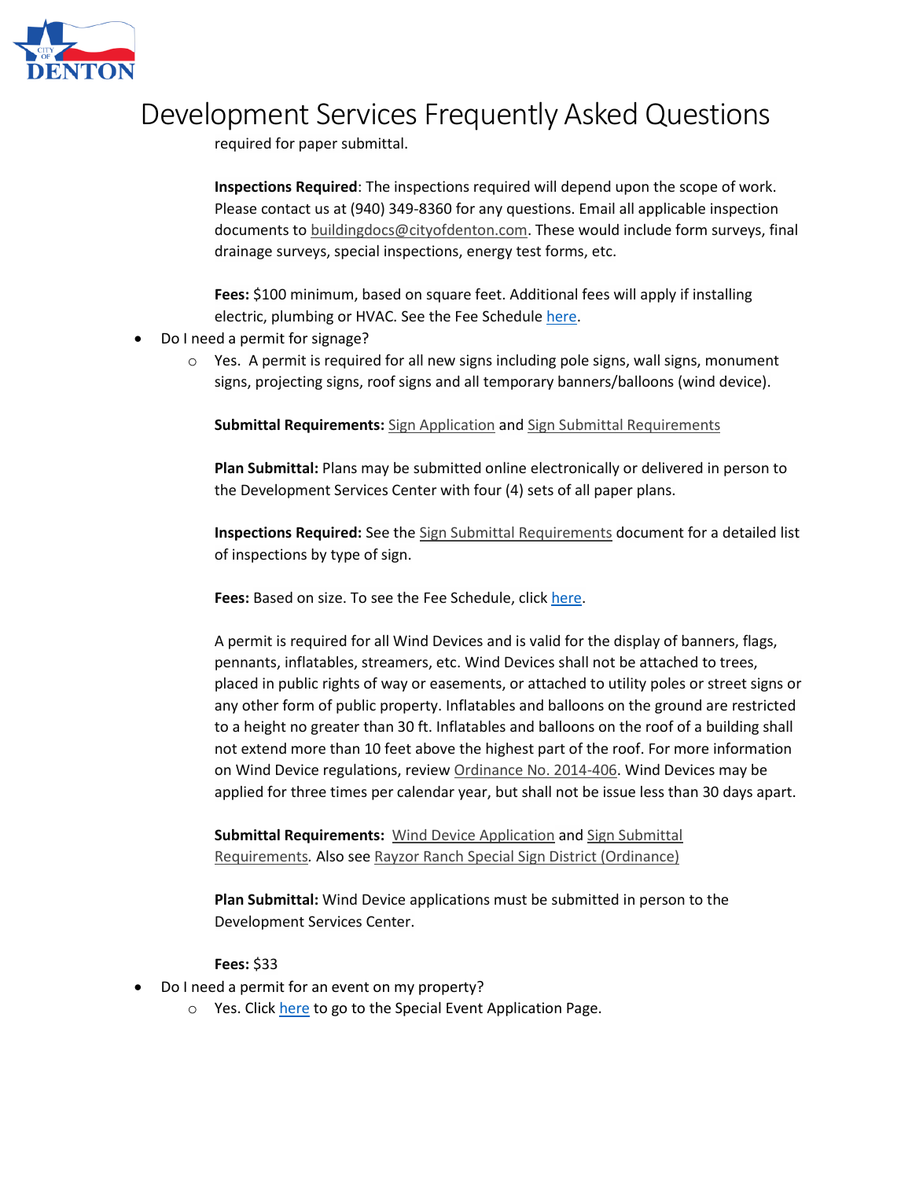required for paper submittal.

**Inspections Required**: The inspections required will depend upon the scope of work. Please contact us at (940) 349-8360 for any questions. Email all applicable inspection documents to buildingdocs@cityofdenton.com. These would include form surveys, final drainage surveys, special inspections, energy test forms, etc.

**Fees:** $100 minimum, based on square feet. Additional fees will apply if installing electric, plumbing or HVAC. See the Fee Schedule here.

- Do I need a permit for signage?
    - Yes. A permit is required for all new signs including pole signs, wall signs, monument signs, projecting signs, roof signs and all temporary banners/balloons (wind device).

      **Submittal Requirements:** Sign Application and Sign Submittal Requirements

      **Plan Submittal:** Plans may be submitted online electronically or delivered in person to the Development Services Center with four (4) sets of all paper plans.

      **Inspections Required:** See the Sign Submittal Requirements document for a detailed list of inspections by type of sign.

      **Fees:** Based on size. To see the Fee Schedule, click here.

      A permit is required for all Wind Devices and is valid for the display of banners, flags, pennants, inflatables, streamers, etc. Wind Devices shall not be attached to trees, placed in public rights of way or easements, or attached to utility poles or street signs or any other form of public property. Inflatables and balloons on the ground are restricted to a height no greater than 30 ft. Inflatables and balloons on the roof of a building shall not extend more than 10 feet above the highest part of the roof. For more information on Wind Device regulations, review Ordinance No. 2014-406. Wind Devices may be applied for three times per calendar year, but shall not be issue less than 30 days apart.

      **Submittal Requirements:** Wind Device Application and Sign Submittal Requirements. Also see Rayzor Ranch Special Sign District (Ordinance)

      **Plan Submittal:** Wind Device applications must be submitted in person to the Development Services Center.

      **Fees:** $33
- Do I need a permit for an event on my property?
    - Yes. Click here to go to the Special Event Application Page.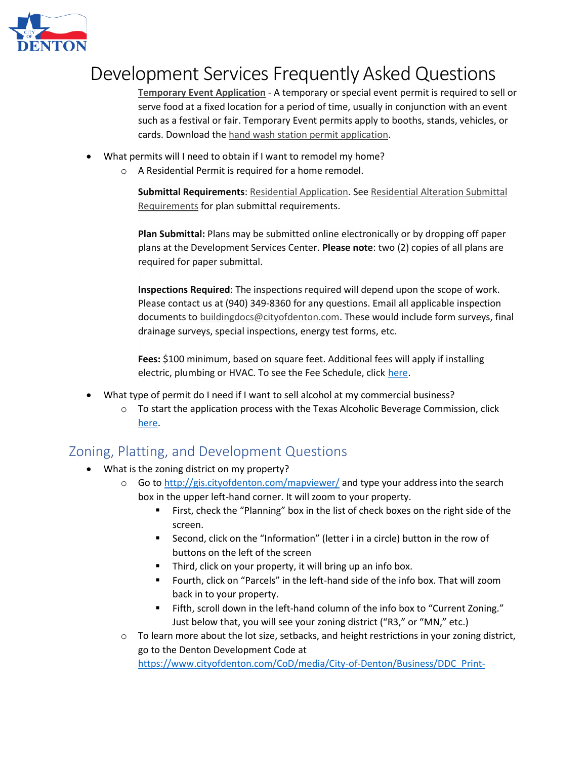# Development Services Frequently Asked Questions

**Temporary Event Application** - A temporary or special event permit is required to sell or serve food at a fixed location for a period of time, usually in conjunction with an event such as a festival or fair. Temporary Event permits apply to booths, stands, vehicles, or cards. Download the hand wash station permit application.

- What permits will I need to obtain if I want to remodel my home?
  - A Residential Permit is required for a home remodel.

    **Submittal Requirements**: Residential Application. See Residential Alteration Submittal Requirements for plan submittal requirements.

    **Plan Submittal:** Plans may be submitted online electronically or by dropping off paper plans at the Development Services Center. **Please note**: two (2) copies of all plans are required for paper submittal.

    **Inspections Required**: The inspections required will depend upon the scope of work. Please contact us at (940) 349-8360 for any questions. Email all applicable inspection documents to buildingdocs@cityofdenton.com. These would include form surveys, final drainage surveys, special inspections, energy test forms, etc.

    **Fees:** $100 minimum, based on square feet. Additional fees will apply if installing electric, plumbing or HVAC. To see the Fee Schedule, click here.

- What type of permit do I need if I want to sell alcohol at my commercial business?
  - To start the application process with the Texas Alcoholic Beverage Commission, click here.

## Zoning, Platting, and Development Questions

- What is the zoning district on my property?
  - Go to http://gis.cityofdenton.com/mapviewer/ and type your address into the search box in the upper left-hand corner. It will zoom to your property.
    - First, check the "Planning" box in the list of check boxes on the right side of the screen.
    - Second, click on the "Information" (letter i in a circle) button in the row of buttons on the left of the screen
    - Third, click on your property, it will bring up an info box.
    - Fourth, click on "Parcels" in the left-hand side of the info box. That will zoom back in to your property.
    - Fifth, scroll down in the left-hand column of the info box to "Current Zoning." Just below that, you will see your zoning district ("R3," or "MN," etc.)
  - To learn more about the lot size, setbacks, and height restrictions in your zoning district, go to the Denton Development Code at https://www.cityofdenton.com/CoD/media/City-of-Denton/Business/DDC_Print-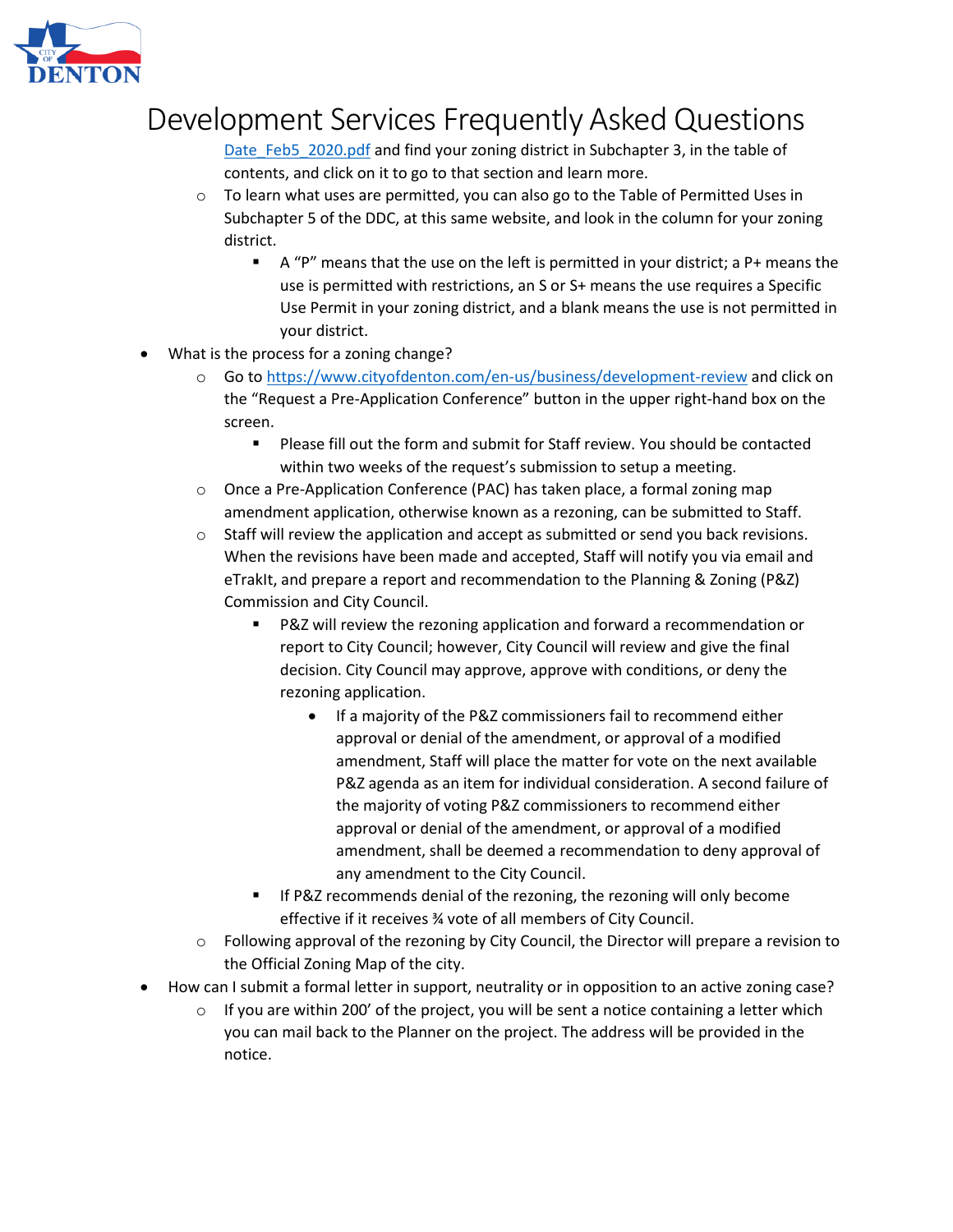Date_Feb5_2020.pdf and find your zoning district in Subchapter 3, in the table of contents, and click on it to go to that section and learn more.

  - To learn what uses are permitted, you can also go to the Table of Permitted Uses in Subchapter 5 of the DDC, at this same website, and look in the column for your zoning district.
    - A "P" means that the use on the left is permitted in your district; a P+ means the use is permitted with restrictions, an S or S+ means the use requires a Specific Use Permit in your zoning district, and a blank means the use is not permitted in your district.

- What is the process for a zoning change?
  - Go to https://www.cityofdenton.com/en-us/business/development-review and click on the "Request a Pre-Application Conference" button in the upper right-hand box on the screen.
    - Please fill out the form and submit for Staff review. You should be contacted within two weeks of the request's submission to setup a meeting.
  - Once a Pre-Application Conference (PAC) has taken place, a formal zoning map amendment application, otherwise known as a rezoning, can be submitted to Staff.
  - Staff will review the application and accept as submitted or send you back revisions. When the revisions have been made and accepted, Staff will notify you via email and eTrakIt, and prepare a report and recommendation to the Planning & Zoning (P&Z) Commission and City Council.
    - P&Z will review the rezoning application and forward a recommendation or report to City Council; however, City Council will review and give the final decision. City Council may approve, approve with conditions, or deny the rezoning application.
      - If a majority of the P&Z commissioners fail to recommend either approval or denial of the amendment, or approval of a modified amendment, Staff will place the matter for vote on the next available P&Z agenda as an item for individual consideration. A second failure of the majority of voting P&Z commissioners to recommend either approval or denial of the amendment, or approval of a modified amendment, shall be deemed a recommendation to deny approval of any amendment to the City Council.
    - If P&Z recommends denial of the rezoning, the rezoning will only become effective if it receives ¾ vote of all members of City Council.
  - Following approval of the rezoning by City Council, the Director will prepare a revision to the Official Zoning Map of the city.
- How can I submit a formal letter in support, neutrality or in opposition to an active zoning case?
  - If you are within 200' of the project, you will be sent a notice containing a letter which you can mail back to the Planner on the project. The address will be provided in the notice.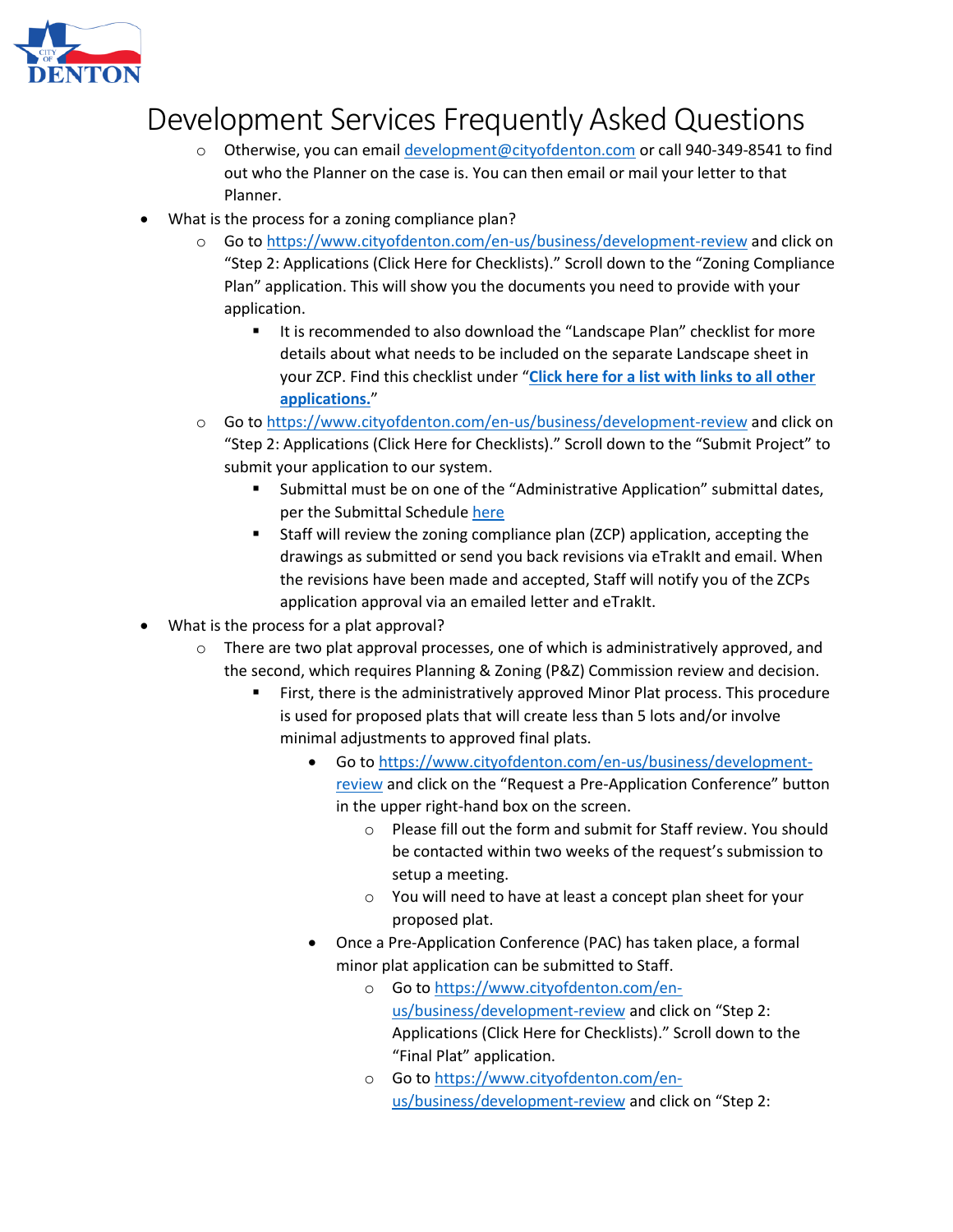# Development Services Frequently Asked Questions

        - Otherwise, you can email development@cityofdenton.com or call 940-349-8541 to find out who the Planner on the case is. You can then email or mail your letter to that Planner.

- What is the process for a zoning compliance plan?
    - Go to https://www.cityofdenton.com/en-us/business/development-review and click on "Step 2: Applications (Click Here for Checklists)." Scroll down to the "Zoning Compliance Plan" application. This will show you the documents you need to provide with your application.
        - It is recommended to also download the "Landscape Plan" checklist for more details about what needs to be included on the separate Landscape sheet in your ZCP. Find this checklist under "**Click here for a list with links to all other applications.**"
    - Go to https://www.cityofdenton.com/en-us/business/development-review and click on "Step 2: Applications (Click Here for Checklists)." Scroll down to the "Submit Project" to submit your application to our system.
        - Submittal must be on one of the "Administrative Application" submittal dates, per the Submittal Schedule here
        - Staff will review the zoning compliance plan (ZCP) application, accepting the drawings as submitted or send you back revisions via eTrakIt and email. When the revisions have been made and accepted, Staff will notify you of the ZCPs application approval via an emailed letter and eTrakIt.
- What is the process for a plat approval?
    - There are two plat approval processes, one of which is administratively approved, and the second, which requires Planning & Zoning (P&Z) Commission review and decision.
        - First, there is the administratively approved Minor Plat process. This procedure is used for proposed plats that will create less than 5 lots and/or involve minimal adjustments to approved final plats.
            - Go to https://www.cityofdenton.com/en-us/business/development-review and click on the "Request a Pre-Application Conference" button in the upper right-hand box on the screen.
                - Please fill out the form and submit for Staff review. You should be contacted within two weeks of the request's submission to setup a meeting.
                - You will need to have at least a concept plan sheet for your proposed plat.
            - Once a Pre-Application Conference (PAC) has taken place, a formal minor plat application can be submitted to Staff.
                - Go to https://www.cityofdenton.com/en-us/business/development-review and click on "Step 2: Applications (Click Here for Checklists)." Scroll down to the "Final Plat" application.
                - Go to https://www.cityofdenton.com/en-us/business/development-review and click on "Step 2: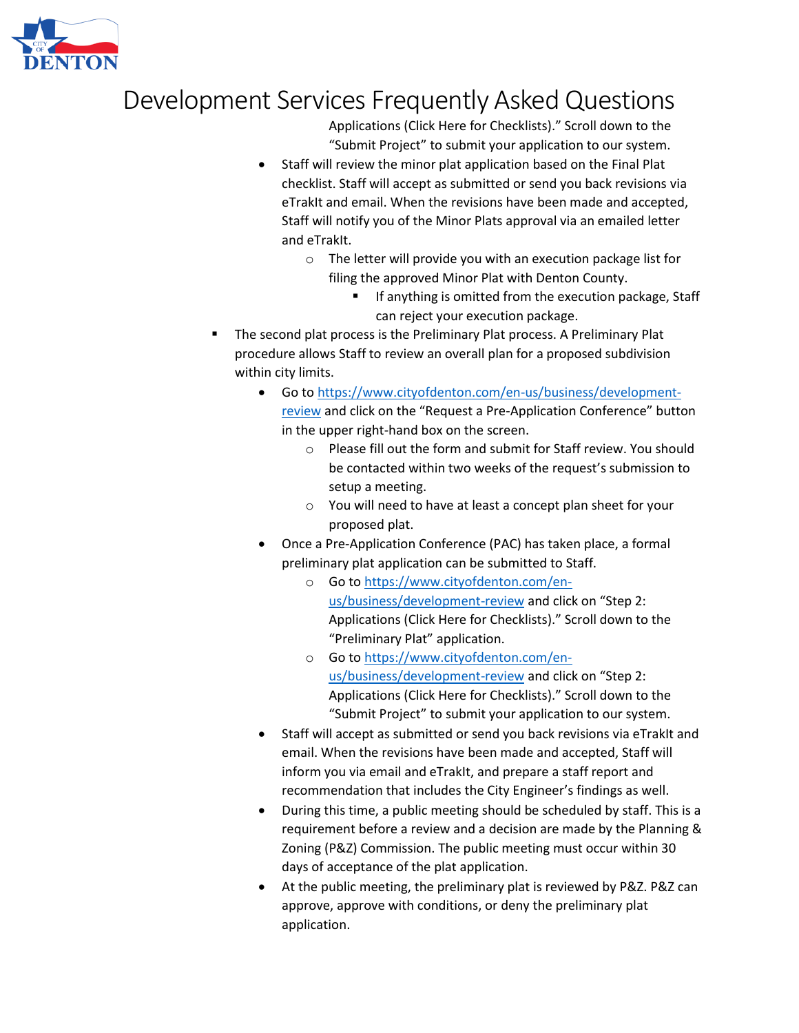Applications (Click Here for Checklists)." Scroll down to the "Submit Project" to submit your application to our system.

- Staff will review the minor plat application based on the Final Plat checklist. Staff will accept as submitted or send you back revisions via eTrakIt and email. When the revisions have been made and accepted, Staff will notify you of the Minor Plats approval via an emailed letter and eTrakIt.
  - The letter will provide you with an execution package list for filing the approved Minor Plat with Denton County.
    - If anything is omitted from the execution package, Staff can reject your execution package.

- The second plat process is the Preliminary Plat process. A Preliminary Plat procedure allows Staff to review an overall plan for a proposed subdivision within city limits.
  - Go to [https://www.cityofdenton.com/en-us/business/development-review](https://www.cityofdenton.com/en-us/business/development-review) and click on the "Request a Pre-Application Conference" button in the upper right-hand box on the screen.
    - Please fill out the form and submit for Staff review. You should be contacted within two weeks of the request's submission to setup a meeting.
    - You will need to have at least a concept plan sheet for your proposed plat.
  - Once a Pre-Application Conference (PAC) has taken place, a formal preliminary plat application can be submitted to Staff.
    - Go to [https://www.cityofdenton.com/en-us/business/development-review](https://www.cityofdenton.com/en-us/business/development-review) and click on "Step 2: Applications (Click Here for Checklists)." Scroll down to the "Preliminary Plat" application.
    - Go to [https://www.cityofdenton.com/en-us/business/development-review](https://www.cityofdenton.com/en-us/business/development-review) and click on "Step 2: Applications (Click Here for Checklists)." Scroll down to the "Submit Project" to submit your application to our system.
  - Staff will accept as submitted or send you back revisions via eTrakIt and email. When the revisions have been made and accepted, Staff will inform you via email and eTrakIt, and prepare a staff report and recommendation that includes the City Engineer's findings as well.
  - During this time, a public meeting should be scheduled by staff. This is a requirement before a review and a decision are made by the Planning & Zoning (P&Z) Commission. The public meeting must occur within 30 days of acceptance of the plat application.
  - At the public meeting, the preliminary plat is reviewed by P&Z. P&Z can approve, approve with conditions, or deny the preliminary plat application.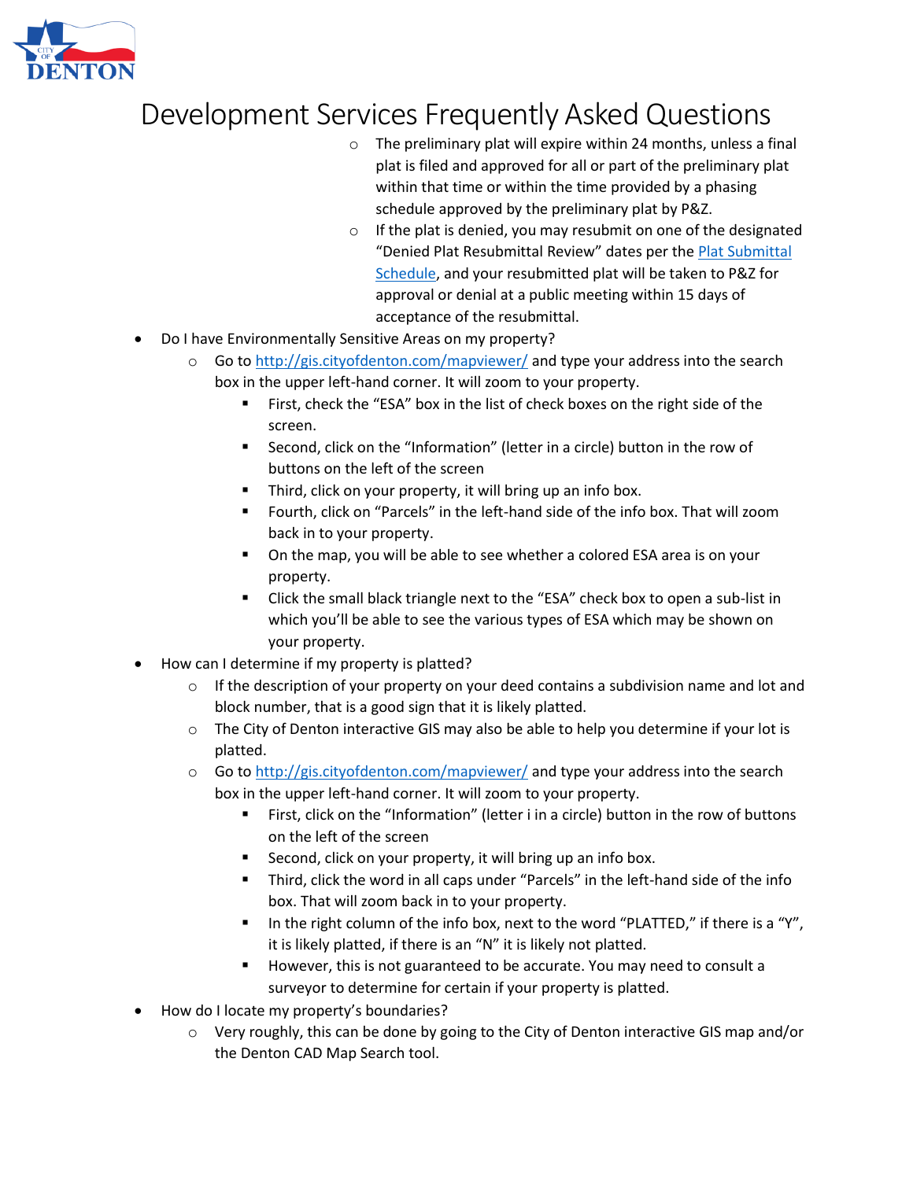# Development Services Frequently Asked Questions

        - The preliminary plat will expire within 24 months, unless a final plat is filed and approved for all or part of the preliminary plat within that time or within the time provided by a phasing schedule approved by the preliminary plat by P&Z.
        - If the plat is denied, you may resubmit on one of the designated "Denied Plat Resubmittal Review" dates per the [Plat Submittal Schedule](), and your resubmitted plat will be taken to P&Z for approval or denial at a public meeting within 15 days of acceptance of the resubmittal.

- Do I have Environmentally Sensitive Areas on my property?
    - Go to [http://gis.cityofdenton.com/mapviewer/](http://gis.cityofdenton.com/mapviewer/) and type your address into the search box in the upper left-hand corner. It will zoom to your property.
        - First, check the "ESA" box in the list of check boxes on the right side of the screen.
        - Second, click on the "Information" (letter in a circle) button in the row of buttons on the left of the screen
        - Third, click on your property, it will bring up an info box.
        - Fourth, click on "Parcels" in the left-hand side of the info box. That will zoom back in to your property.
        - On the map, you will be able to see whether a colored ESA area is on your property.
        - Click the small black triangle next to the "ESA" check box to open a sub-list in which you'll be able to see the various types of ESA which may be shown on your property.
- How can I determine if my property is platted?
    - If the description of your property on your deed contains a subdivision name and lot and block number, that is a good sign that it is likely platted.
    - The City of Denton interactive GIS may also be able to help you determine if your lot is platted.
    - Go to [http://gis.cityofdenton.com/mapviewer/](http://gis.cityofdenton.com/mapviewer/) and type your address into the search box in the upper left-hand corner. It will zoom to your property.
        - First, click on the "Information" (letter i in a circle) button in the row of buttons on the left of the screen
        - Second, click on your property, it will bring up an info box.
        - Third, click the word in all caps under "Parcels" in the left-hand side of the info box. That will zoom back in to your property.
        - In the right column of the info box, next to the word "PLATTED," if there is a "Y", it is likely platted, if there is an "N" it is likely not platted.
        - However, this is not guaranteed to be accurate. You may need to consult a surveyor to determine for certain if your property is platted.
- How do I locate my property's boundaries?
    - Very roughly, this can be done by going to the City of Denton interactive GIS map and/or the Denton CAD Map Search tool.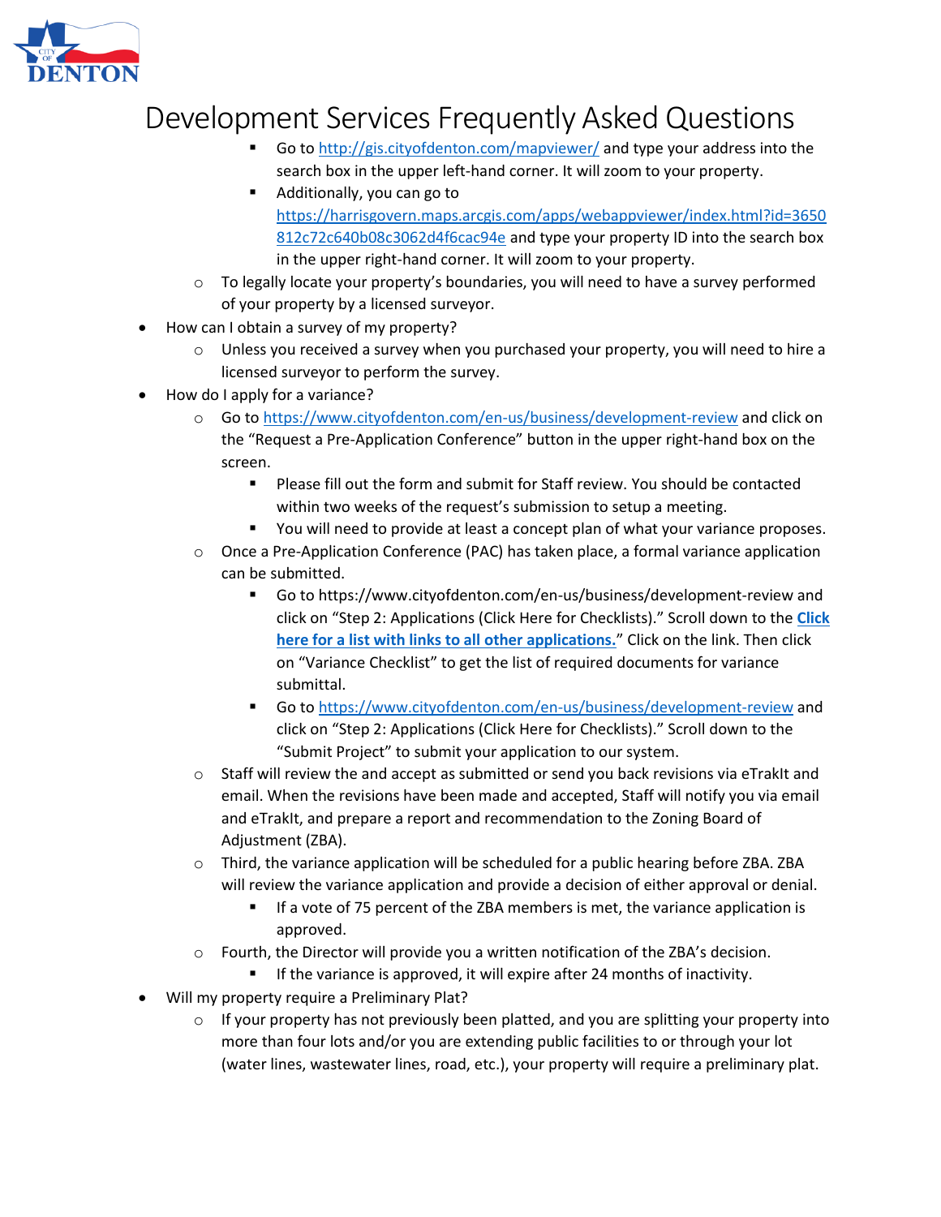# Development Services Frequently Asked Questions

        - Go to [http://gis.cityofdenton.com/mapviewer/](http://gis.cityofdenton.com/mapviewer/) and type your address into the search box in the upper left-hand corner. It will zoom to your property.
        - Additionally, you can go to [https://harrisgovern.maps.arcgis.com/apps/webappviewer/index.html?id=3650812c72c640b08c3062d4f6cac94e](https://harrisgovern.maps.arcgis.com/apps/webappviewer/index.html?id=3650812c72c640b08c3062d4f6cac94e) and type your property ID into the search box in the upper right-hand corner. It will zoom to your property.
    - To legally locate your property's boundaries, you will need to have a survey performed of your property by a licensed surveyor.
- How can I obtain a survey of my property?
    - Unless you received a survey when you purchased your property, you will need to hire a licensed surveyor to perform the survey.
- How do I apply for a variance?
    - Go to [https://www.cityofdenton.com/en-us/business/development-review](https://www.cityofdenton.com/en-us/business/development-review) and click on the "Request a Pre-Application Conference" button in the upper right-hand box on the screen.
        - Please fill out the form and submit for Staff review. You should be contacted within two weeks of the request's submission to setup a meeting.
        - You will need to provide at least a concept plan of what your variance proposes.
    - Once a Pre-Application Conference (PAC) has taken place, a formal variance application can be submitted.
        - Go to https://www.cityofdenton.com/en-us/business/development-review and click on "Step 2: Applications (Click Here for Checklists)." Scroll down to the "**Click here for a list with links to all other applications.**" Click on the link. Then click on "Variance Checklist" to get the list of required documents for variance submittal.
        - Go to [https://www.cityofdenton.com/en-us/business/development-review](https://www.cityofdenton.com/en-us/business/development-review) and click on "Step 2: Applications (Click Here for Checklists)." Scroll down to the "Submit Project" to submit your application to our system.
    - Staff will review the and accept as submitted or send you back revisions via eTrakIt and email. When the revisions have been made and accepted, Staff will notify you via email and eTrakIt, and prepare a report and recommendation to the Zoning Board of Adjustment (ZBA).
    - Third, the variance application will be scheduled for a public hearing before ZBA. ZBA will review the variance application and provide a decision of either approval or denial.
        - If a vote of 75 percent of the ZBA members is met, the variance application is approved.
    - Fourth, the Director will provide you a written notification of the ZBA's decision.
        - If the variance is approved, it will expire after 24 months of inactivity.
- Will my property require a Preliminary Plat?
    - If your property has not previously been platted, and you are splitting your property into more than four lots and/or you are extending public facilities to or through your lot (water lines, wastewater lines, road, etc.), your property will require a preliminary plat.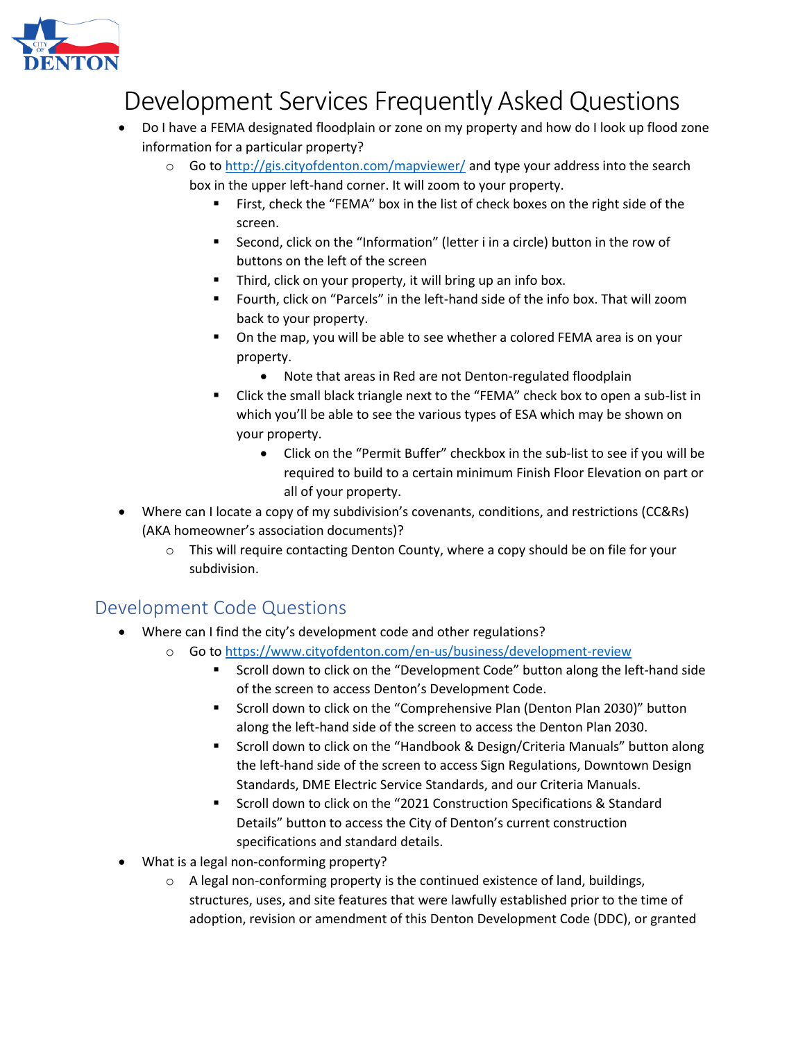// Development Services Frequently Asked Questions

- Do I have a FEMA designated floodplain or zone on my property and how do I look up flood zone information for a particular property?
  - Go to [http://gis.cityofdenton.com/mapviewer/](http://gis.cityofdenton.com/mapviewer/) and type your address into the search box in the upper left-hand corner. It will zoom to your property.
    - First, check the "FEMA" box in the list of check boxes on the right side of the screen.
    - Second, click on the "Information" (letter i in a circle) button in the row of buttons on the left of the screen
    - Third, click on your property, it will bring up an info box.
    - Fourth, click on "Parcels" in the left-hand side of the info box. That will zoom back to your property.
    - On the map, you will be able to see whether a colored FEMA area is on your property.
      - Note that areas in Red are not Denton-regulated floodplain
    - Click the small black triangle next to the "FEMA" check box to open a sub-list in which you'll be able to see the various types of ESA which may be shown on your property.
      - Click on the "Permit Buffer" checkbox in the sub-list to see if you will be required to build to a certain minimum Finish Floor Elevation on part or all of your property.
- Where can I locate a copy of my subdivision's covenants, conditions, and restrictions (CC&Rs) (AKA homeowner's association documents)?
  - This will require contacting Denton County, where a copy should be on file for your subdivision.

## Development Code Questions

- Where can I find the city's development code and other regulations?
  - Go to [https://www.cityofdenton.com/en-us/business/development-review](https://www.cityofdenton.com/en-us/business/development-review)
    - Scroll down to click on the "Development Code" button along the left-hand side of the screen to access Denton's Development Code.
    - Scroll down to click on the "Comprehensive Plan (Denton Plan 2030)" button along the left-hand side of the screen to access the Denton Plan 2030.
    - Scroll down to click on the "Handbook & Design/Criteria Manuals" button along the left-hand side of the screen to access Sign Regulations, Downtown Design Standards, DME Electric Service Standards, and our Criteria Manuals.
    - Scroll down to click on the "2021 Construction Specifications & Standard Details" button to access the City of Denton's current construction specifications and standard details.
- What is a legal non-conforming property?
  - A legal non-conforming property is the continued existence of land, buildings, structures, uses, and site features that were lawfully established prior to the time of adoption, revision or amendment of this Denton Development Code (DDC), or granted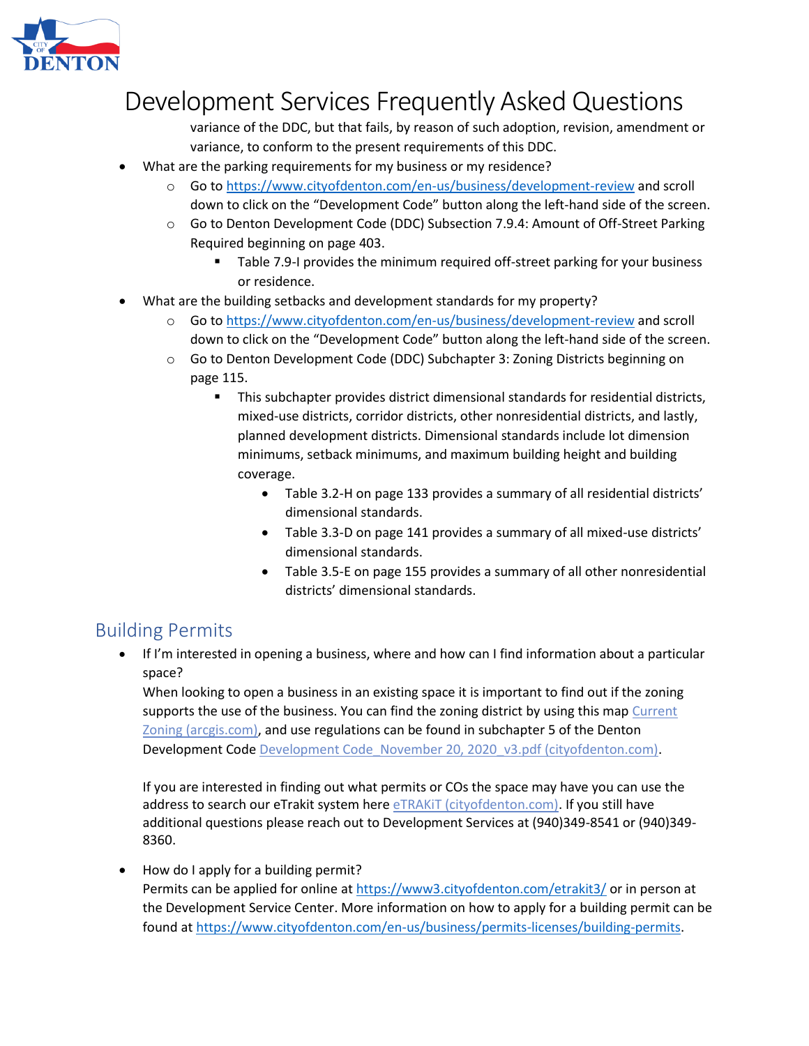variance of the DDC, but that fails, by reason of such adoption, revision, amendment or variance, to conform to the present requirements of this DDC.

- What are the parking requirements for my business or my residence?
  - Go to https://www.cityofdenton.com/en-us/business/development-review and scroll down to click on the "Development Code" button along the left-hand side of the screen.
  - Go to Denton Development Code (DDC) Subsection 7.9.4: Amount of Off-Street Parking Required beginning on page 403.
    - Table 7.9-I provides the minimum required off-street parking for your business or residence.
- What are the building setbacks and development standards for my property?
  - Go to https://www.cityofdenton.com/en-us/business/development-review and scroll down to click on the "Development Code" button along the left-hand side of the screen.
  - Go to Denton Development Code (DDC) Subchapter 3: Zoning Districts beginning on page 115.
    - This subchapter provides district dimensional standards for residential districts, mixed-use districts, corridor districts, other nonresidential districts, and lastly, planned development districts. Dimensional standards include lot dimension minimums, setback minimums, and maximum building height and building coverage.
      - Table 3.2-H on page 133 provides a summary of all residential districts' dimensional standards.
      - Table 3.3-D on page 141 provides a summary of all mixed-use districts' dimensional standards.
      - Table 3.5-E on page 155 provides a summary of all other nonresidential districts' dimensional standards.

## Building Permits

- If I'm interested in opening a business, where and how can I find information about a particular space?

  When looking to open a business in an existing space it is important to find out if the zoning supports the use of the business. You can find the zoning district by using this map Current Zoning (arcgis.com), and use regulations can be found in subchapter 5 of the Denton Development Code Development Code_November 20, 2020_v3.pdf (cityofdenton.com).

  If you are interested in finding out what permits or COs the space may have you can use the address to search our eTrakit system here eTRAKiT (cityofdenton.com). If you still have additional questions please reach out to Development Services at (940)349-8541 or (940)349-8360.

- How do I apply for a building permit?

  Permits can be applied for online at https://www3.cityofdenton.com/etrakit3/ or in person at the Development Service Center. More information on how to apply for a building permit can be found at https://www.cityofdenton.com/en-us/business/permits-licenses/building-permits.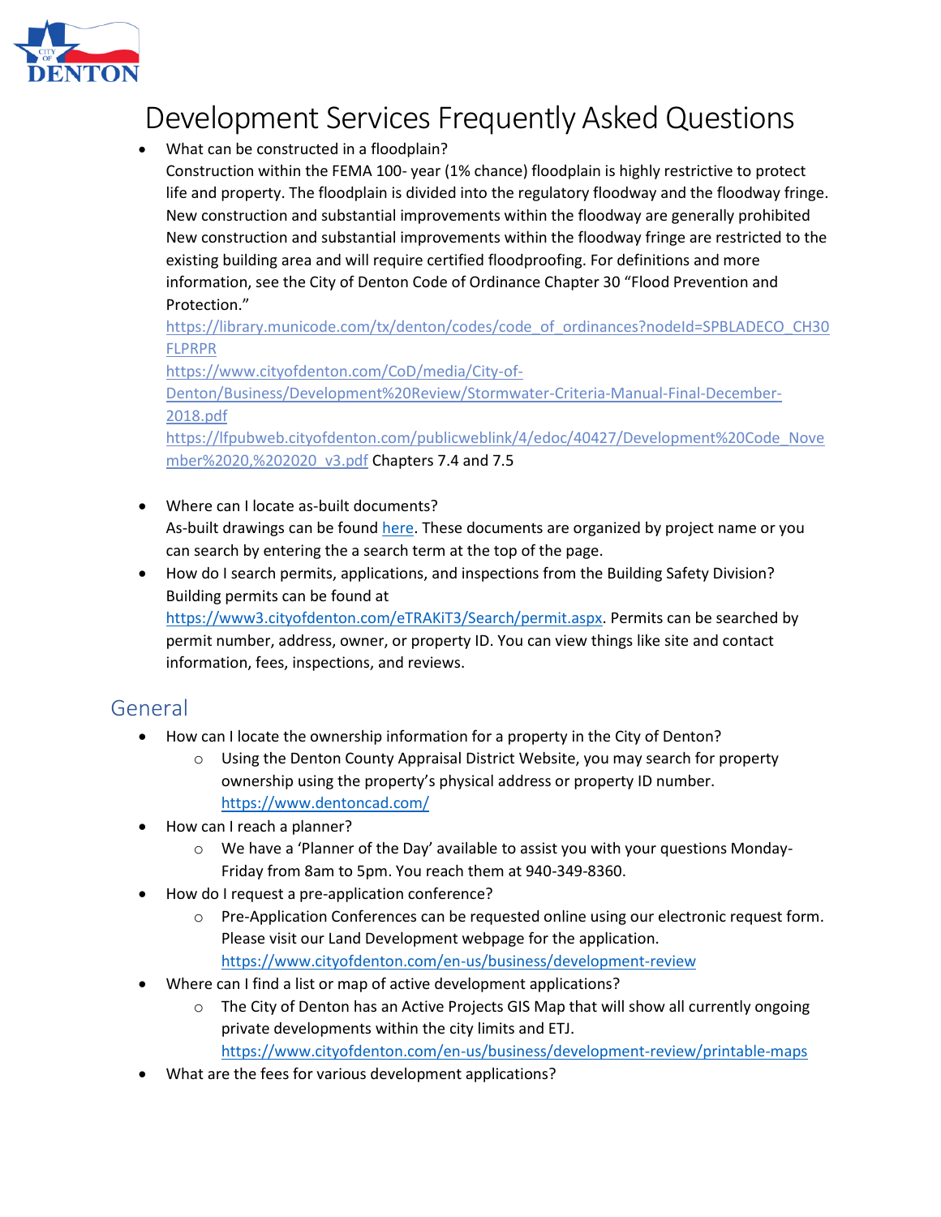# Development Services Frequently Asked Questions

- What can be constructed in a floodplain?
  Construction within the FEMA 100- year (1% chance) floodplain is highly restrictive to protect life and property. The floodplain is divided into the regulatory floodway and the floodway fringe. New construction and substantial improvements within the floodway are generally prohibited New construction and substantial improvements within the floodway fringe are restricted to the existing building area and will require certified floodproofing. For definitions and more information, see the City of Denton Code of Ordinance Chapter 30 "Flood Prevention and Protection."
  https://library.municode.com/tx/denton/codes/code_of_ordinances?nodeId=SPBLADECO_CH30FLPRPR
  https://www.cityofdenton.com/CoD/media/City-of-Denton/Business/Development%20Review/Stormwater-Criteria-Manual-Final-December-2018.pdf
  https://lfpubweb.cityofdenton.com/publicweblink/4/edoc/40427/Development%20Code_November%2020,%202020_v3.pdf Chapters 7.4 and 7.5

- Where can I locate as-built documents?
  As-built drawings can be found here. These documents are organized by project name or you can search by entering the a search term at the top of the page.
- How do I search permits, applications, and inspections from the Building Safety Division?
  Building permits can be found at https://www3.cityofdenton.com/eTRAKiT3/Search/permit.aspx. Permits can be searched by permit number, address, owner, or property ID. You can view things like site and contact information, fees, inspections, and reviews.

## General

- How can I locate the ownership information for a property in the City of Denton?
  - Using the Denton County Appraisal District Website, you may search for property ownership using the property's physical address or property ID number. https://www.dentoncad.com/
- How can I reach a planner?
  - We have a 'Planner of the Day' available to assist you with your questions Monday-Friday from 8am to 5pm. You reach them at 940-349-8360.
- How do I request a pre-application conference?
  - Pre-Application Conferences can be requested online using our electronic request form. Please visit our Land Development webpage for the application. https://www.cityofdenton.com/en-us/business/development-review
- Where can I find a list or map of active development applications?
  - The City of Denton has an Active Projects GIS Map that will show all currently ongoing private developments within the city limits and ETJ. https://www.cityofdenton.com/en-us/business/development-review/printable-maps
- What are the fees for various development applications?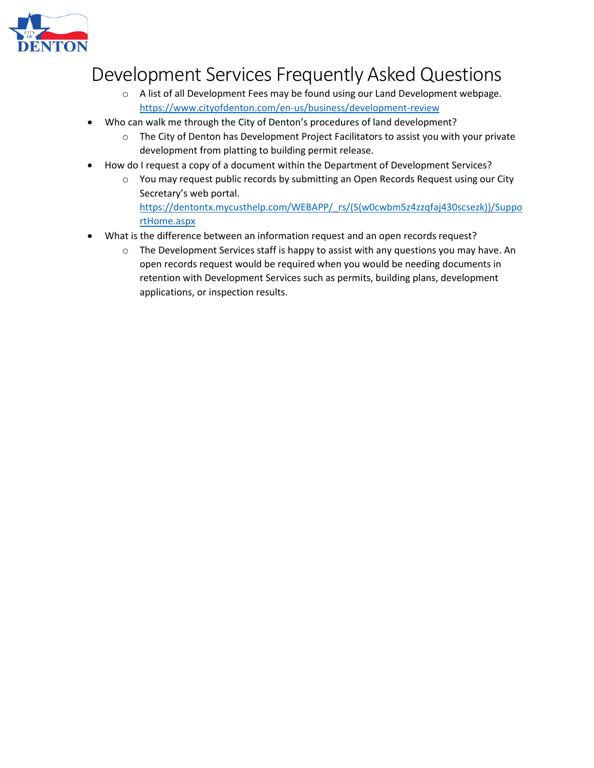# Development Services Frequently Asked Questions

- A list of all Development Fees may be found using our Land Development webpage. https://www.cityofdenton.com/en-us/business/development-review

- Who can walk me through the City of Denton's procedures of land development?
  - The City of Denton has Development Project Facilitators to assist you with your private development from platting to building permit release.
- How do I request a copy of a document within the Department of Development Services?
  - You may request public records by submitting an Open Records Request using our City Secretary's web portal. https://dentontx.mycusthelp.com/WEBAPP/_rs/(S(w0cwbm5z4zzqfaj430scsezk))/SupportHome.aspx
- What is the difference between an information request and an open records request?
  - The Development Services staff is happy to assist with any questions you may have. An open records request would be required when you would be needing documents in retention with Development Services such as permits, building plans, development applications, or inspection results.